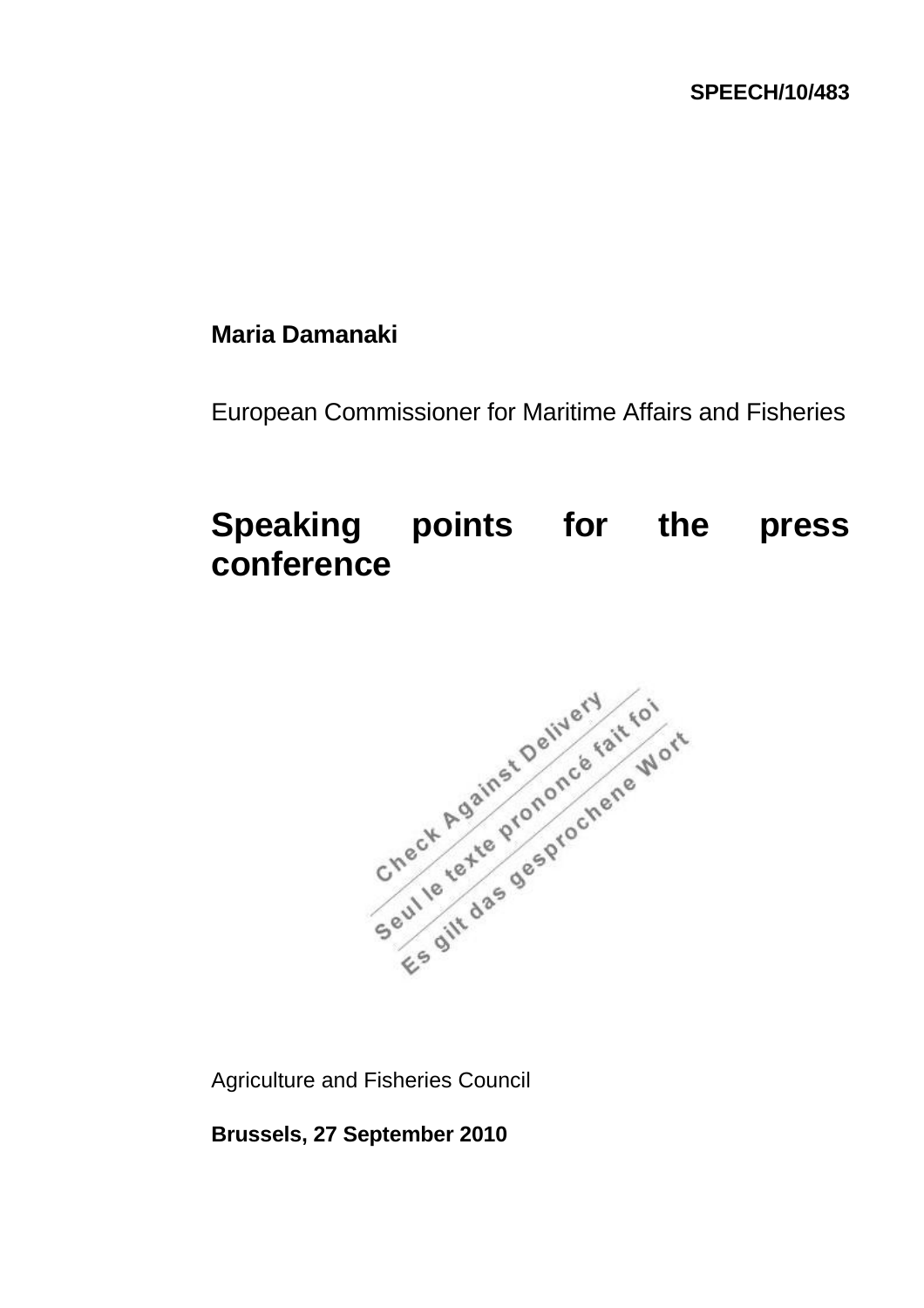SPEECH/10/483

**Maria Damanaki**

European Commissioner for Maritime Affairs and Fisheries

# Speaking points for the press conference

Check Against Delivery
Seul le texte prononcé fait foi
Es gilt das gesprochene Wort

Agriculture and Fisheries Council

**Brussels, 27 September 2010**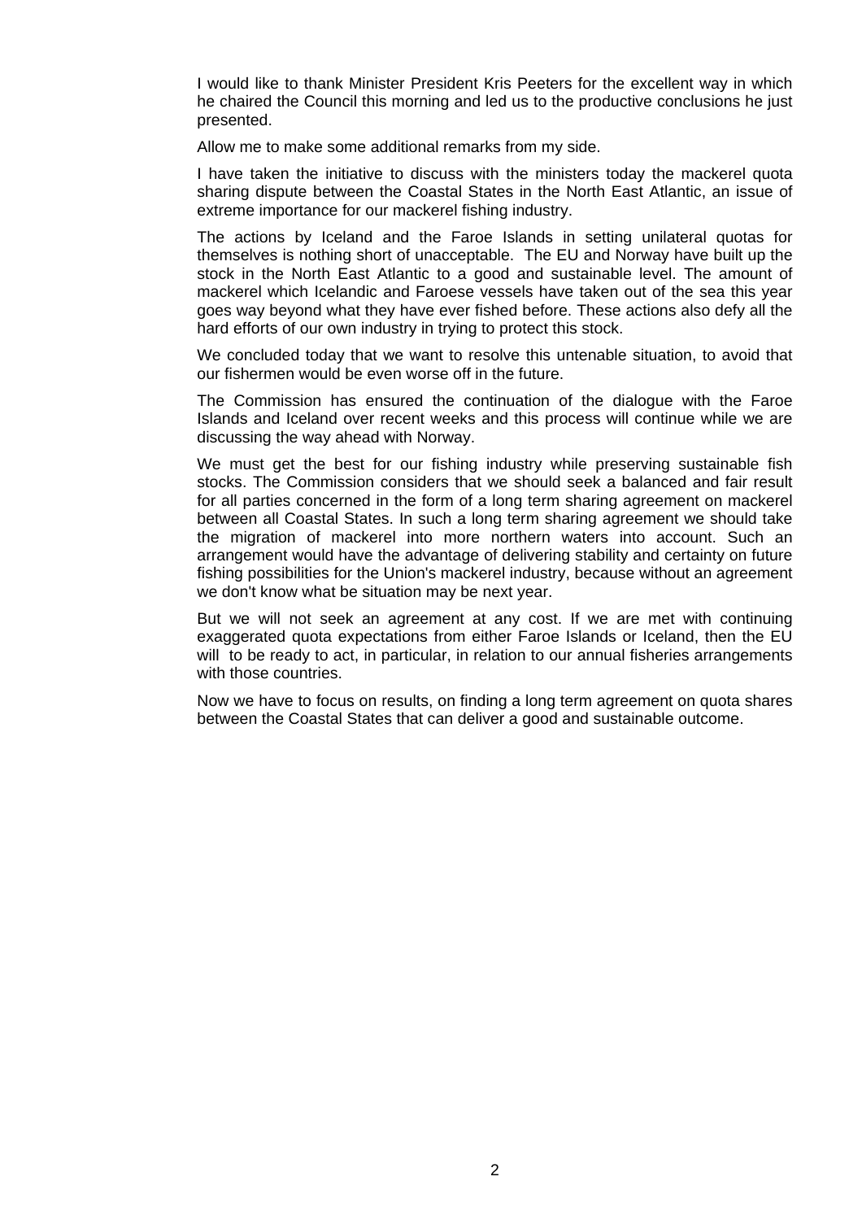I would like to thank Minister President Kris Peeters for the excellent way in which he chaired the Council this morning and led us to the productive conclusions he just presented.

Allow me to make some additional remarks from my side.

I have taken the initiative to discuss with the ministers today the mackerel quota sharing dispute between the Coastal States in the North East Atlantic, an issue of extreme importance for our mackerel fishing industry.

The actions by Iceland and the Faroe Islands in setting unilateral quotas for themselves is nothing short of unacceptable. The EU and Norway have built up the stock in the North East Atlantic to a good and sustainable level. The amount of mackerel which Icelandic and Faroese vessels have taken out of the sea this year goes way beyond what they have ever fished before. These actions also defy all the hard efforts of our own industry in trying to protect this stock.

We concluded today that we want to resolve this untenable situation, to avoid that our fishermen would be even worse off in the future.

The Commission has ensured the continuation of the dialogue with the Faroe Islands and Iceland over recent weeks and this process will continue while we are discussing the way ahead with Norway.

We must get the best for our fishing industry while preserving sustainable fish stocks. The Commission considers that we should seek a balanced and fair result for all parties concerned in the form of a long term sharing agreement on mackerel between all Coastal States. In such a long term sharing agreement we should take the migration of mackerel into more northern waters into account. Such an arrangement would have the advantage of delivering stability and certainty on future fishing possibilities for the Union's mackerel industry, because without an agreement we don't know what be situation may be next year.

But we will not seek an agreement at any cost. If we are met with continuing exaggerated quota expectations from either Faroe Islands or Iceland, then the EU will to be ready to act, in particular, in relation to our annual fisheries arrangements with those countries.

Now we have to focus on results, on finding a long term agreement on quota shares between the Coastal States that can deliver a good and sustainable outcome.